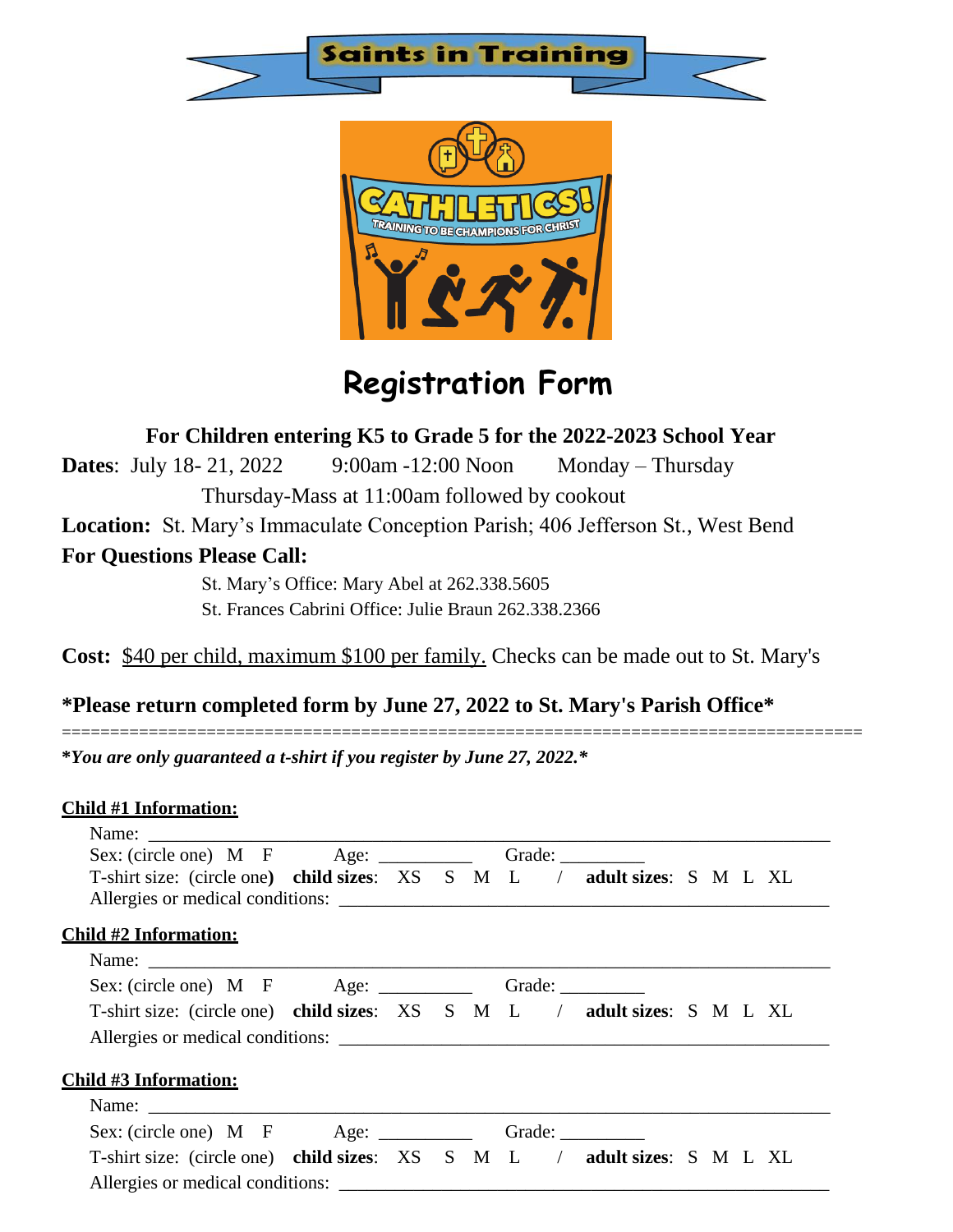# Saints in Training

# Registration Form

**For Children entering K5 to Grade 5 for the 2022-2023 School Year**

**Dates**: July 18- 21, 2022 9:00am -12:00 Noon Monday – Thursday

Thursday-Mass at 11:00am followed by cookout

**Location:** St. Mary's Immaculate Conception Parish; 406 Jefferson St., West Bend

**For Questions Please Call:**

St. Mary's Office: Mary Abel at 262.338.5605

St. Frances Cabrini Office: Julie Braun 262.338.2366

**Cost:** <u>$40 per child, maximum $100 per family.</u> Checks can be made out to St. Mary's

**\*Please return completed form by June 27, 2022 to St. Mary's Parish Office\***

==================================================================================

***You are only guaranteed a t-shirt if you register by June 27, 2022.***

**<u>Child #1 Information:</u>**

Name: ___________________________________________________________________

Sex: (circle one) M F Age: __________ Grade: _________

T-shirt size: (circle one) **child sizes**: XS S M L / **adult sizes**: S M L XL

Allergies or medical conditions: _____________________________________________

**<u>Child #2 Information:</u>**

Name: ___________________________________________________________________

Sex: (circle one) M F Age: __________ Grade: _________

T-shirt size: (circle one) **child sizes**: XS S M L / **adult sizes**: S M L XL

Allergies or medical conditions: _____________________________________________

**<u>Child #3 Information:</u>**

Name: ___________________________________________________________________

Sex: (circle one) M F Age: __________ Grade: _________

T-shirt size: (circle one) **child sizes**: XS S M L / **adult sizes**: S M L XL

Allergies or medical conditions: _____________________________________________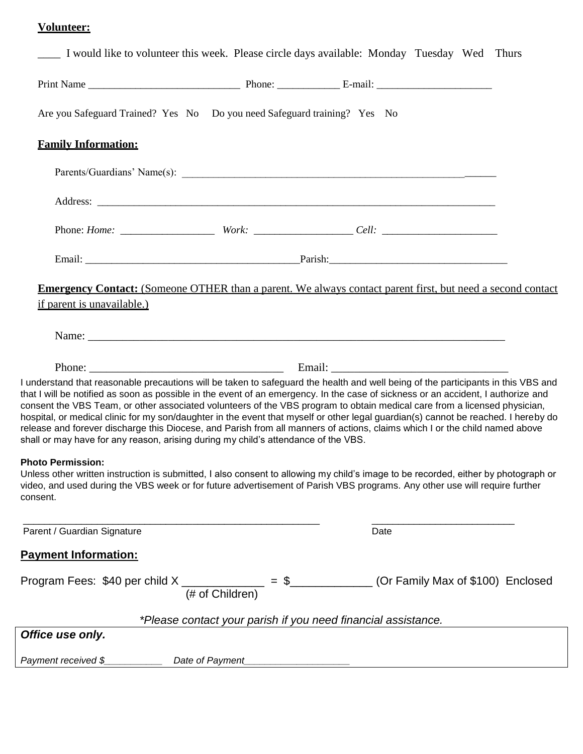**Volunteer:**

____ I would like to volunteer this week. Please circle days available: Monday Tuesday Wed Thurs

Print Name ____________________________ Phone: ___________ E-mail: _____________________

Are you Safeguard Trained? Yes No Do you need Safeguard training? Yes No

**Family Information:**

Parents/Guardians' Name(s): ______________________________________________________________

Address: ___________________________________________________________________________

Phone: *Home:* __________________ *Work:* ___________________ *Cell:* ______________________

Email: ________________________________________ Parish: __________________________________

**Emergency Contact:** (Someone OTHER than a parent. We always contact parent first, but need a second contact if parent is unavailable.)

Name: ___________________________________________________________________________

Phone: __________________________________ Email: _______________________________

I understand that reasonable precautions will be taken to safeguard the health and well being of the participants in this VBS and that I will be notified as soon as possible in the event of an emergency. In the case of sickness or an accident, I authorize and consent the VBS Team, or other associated volunteers of the VBS program to obtain medical care from a licensed physician, hospital, or medical clinic for my son/daughter in the event that myself or other legal guardian(s) cannot be reached. I hereby do release and forever discharge this Diocese, and Parish from all manners of actions, claims which I or the child named above shall or may have for any reason, arising during my child's attendance of the VBS.

**Photo Permission:**

Unless other written instruction is submitted, I also consent to allowing my child's image to be recorded, either by photograph or video, and used during the VBS week or for future advertisement of Parish VBS programs. Any other use will require further consent.

_______________________________________________________ __________________________

Parent / Guardian Signature Date

**Payment Information:**

Program Fees: $40 per child X _____________ = $_____________ (Or Family Max of $100) Enclosed
(# of Children)

*\*Please contact your parish if you need financial assistance.*

***Office use only.***

*Payment received $___________ Date of Payment___________________*